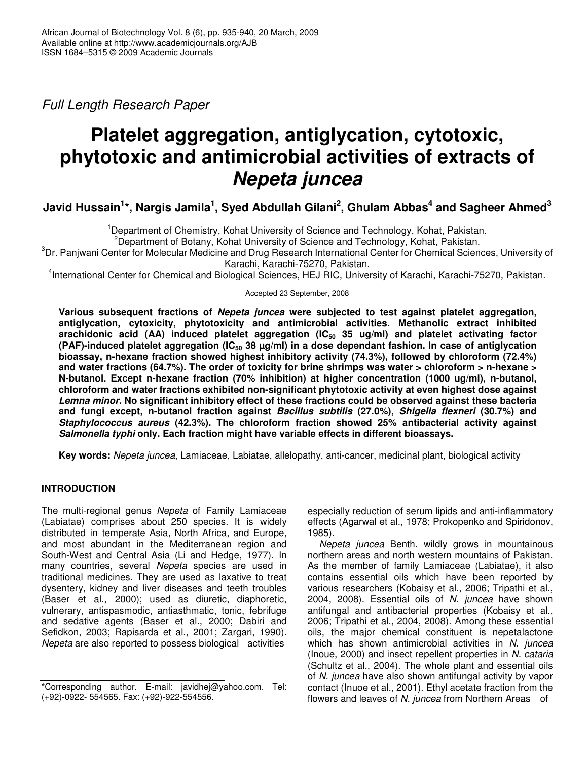Full Length Research Paper

# Platelet aggregation, antiglycation, cytotoxic, phytotoxic and antimicrobial activities of extracts of *Nepeta juncea*

**Javid Hussain[1]*, Nargis Jamila[1], Syed Abdullah Gilani[2], Ghulam Abbas[4] and Sagheer Ahmed[3]**

[1]Department of Chemistry, Kohat University of Science and Technology, Kohat, Pakistan.
[2]Department of Botany, Kohat University of Science and Technology, Kohat, Pakistan.
[3]Dr. Panjwani Center for Molecular Medicine and Drug Research International Center for Chemical Sciences, University of Karachi, Karachi-75270, Pakistan.
[4]International Center for Chemical and Biological Sciences, HEJ RIC, University of Karachi, Karachi-75270, Pakistan.

Accepted 23 September, 2008

**Various subsequent fractions of *Nepeta juncea* were subjected to test against platelet aggregation, antiglycation, cytoxicity, phytotoxicity and antimicrobial activities. Methanolic extract inhibited arachidonic acid (AA) induced platelet aggregation ($IC_{50}$ 35 ug/ml) and platelet activating factor (PAF)-induced platelet aggregation ($IC_{50}$ 38 µg/ml) in a dose dependant fashion. In case of antiglycation bioassay, n-hexane fraction showed highest inhibitory activity (74.3%), followed by chloroform (72.4%) and water fractions (64.7%). The order of toxicity for brine shrimps was water > chloroform > n-hexane > N-butanol. Except n-hexane fraction (70% inhibition) at higher concentration (1000 ug/ml), n-butanol, chloroform and water fractions exhibited non-significant phytotoxic activity at even highest dose against *Lemna minor*. No significant inhibitory effect of these fractions could be observed against these bacteria and fungi except, n-butanol fraction against *Bacillus subtilis* (27.0%), *Shigella flexneri* (30.7%) and *Staphylococcus aureus* (42.3%). The chloroform fraction showed 25% antibacterial activity against *Salmonella typhi* only. Each fraction might have variable effects in different bioassays.**

**Key words:** *Nepeta juncea*, Lamiaceae, Labiatae, allelopathy, anti-cancer, medicinal plant, biological activity

## INTRODUCTION

The multi-regional genus *Nepeta* of Family Lamiaceae (Labiatae) comprises about 250 species. It is widely distributed in temperate Asia, North Africa, and Europe, and most abundant in the Mediterranean region and South-West and Central Asia (Li and Hedge, 1977). In many countries, several *Nepeta* species are used in traditional medicines. They are used as laxative to treat dysentery, kidney and liver diseases and teeth troubles (Baser et al., 2000); used as diuretic, diaphoretic, vulnerary, antispasmodic, antiasthmatic, tonic, febrifuge and sedative agents (Baser et al., 2000; Dabiri and Sefidkon, 2003; Rapisarda et al., 2001; Zargari, 1990). *Nepeta* are also reported to possess biological activities especially reduction of serum lipids and anti-inflammatory effects (Agarwal et al., 1978; Prokopenko and Spiridonov, 1985).

*Nepeta juncea* Benth. wildly grows in mountainous northern areas and north western mountains of Pakistan. As the member of family Lamiaceae (Labiatae), it also contains essential oils which have been reported by various researchers (Kobaisy et al., 2006; Tripathi et al., 2004, 2008). Essential oils of *N. juncea* have shown antifungal and antibacterial properties (Kobaisy et al., 2006; Tripathi et al., 2004, 2008). Among these essential oils, the major chemical constituent is nepetalactone which has shown antimicrobial activities in *N. juncea* (Inoue, 2000) and insect repellent properties in *N. cataria* (Schultz et al., 2004). The whole plant and essential oils of *N. juncea* have also shown antifungal activity by vapor contact (Inuoe et al., 2001). Ethyl acetate fraction from the flowers and leaves of *N. juncea* from Northern Areas of

*Corresponding author. E-mail: javidhej@yahoo.com. Tel: (+92)-0922- 554565. Fax: (+92)-922-554556.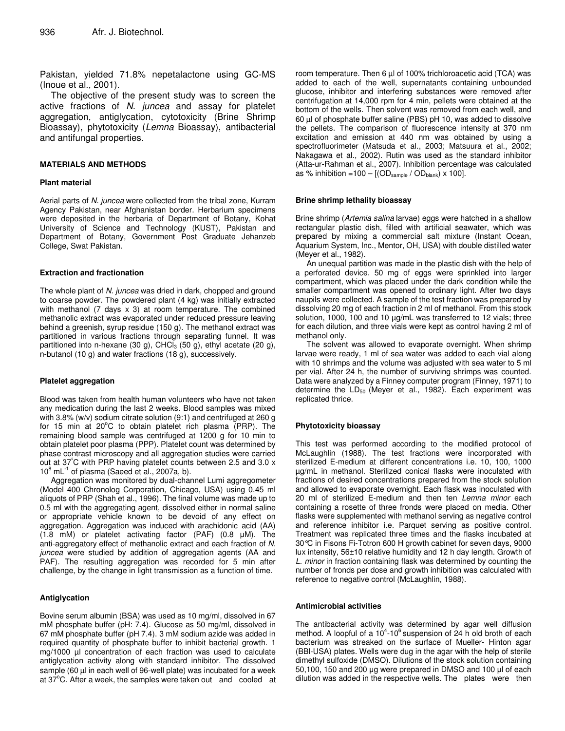Pakistan, yielded 71.8% nepetalactone using GC-MS (Inoue et al., 2001).

The objective of the present study was to screen the active fractions of *N. juncea* and assay for platelet aggregation, antiglycation, cytotoxicity (Brine Shrimp Bioassay), phytotoxicity (*Lemna* Bioassay), antibacterial and antifungal properties.

## MATERIALS AND METHODS

### Plant material

Aerial parts of *N. juncea* were collected from the tribal zone, Kurram Agency Pakistan, near Afghanistan border. Herbarium specimens were deposited in the herbaria of Department of Botany, Kohat University of Science and Technology (KUST), Pakistan and Department of Botany, Government Post Graduate Jehanzeb College, Swat Pakistan.

### Extraction and fractionation

The whole plant of *N. juncea* was dried in dark, chopped and ground to coarse powder. The powdered plant (4 kg) was initially extracted with methanol (7 days x 3) at room temperature. The combined methanolic extract was evaporated under reduced pressure leaving behind a greenish, syrup residue (150 g). The methanol extract was partitioned in various fractions through separating funnel. It was partitioned into n-hexane (30 g), $CHCl_3$ (50 g), ethyl acetate (20 g), n-butanol (10 g) and water fractions (18 g), successively.

### Platelet aggregation

Blood was taken from health human volunteers who have not taken any medication during the last 2 weeks. Blood samples was mixed with 3.8% (w/v) sodium citrate solution (9:1) and centrifuged at 260 g for 15 min at 20°C to obtain platelet rich plasma (PRP). The remaining blood sample was centrifuged at 1200 g for 10 min to obtain platelet poor plasma (PPP). Platelet count was determined by phase contrast microscopy and all aggregation studies were carried out at 37°C with PRP having platelet counts between 2.5 and 3.0 x $10^8$ $mL^{-1}$ of plasma (Saeed et al., 2007a, b).

Aggregation was monitored by dual-channel Lumi aggregometer (Model 400 Chronolog Corporation, Chicago, USA) using 0.45 ml aliquots of PRP (Shah et al., 1996). The final volume was made up to 0.5 ml with the aggregating agent, dissolved either in normal saline or appropriate vehicle known to be devoid of any effect on aggregation. Aggregation was induced with arachidonic acid (AA) (1.8 mM) or platelet activating factor (PAF) (0.8 µM). The anti-aggregatory effect of methanolic extract and each fraction of *N. juncea* were studied by addition of aggregation agents (AA and PAF). The resulting aggregation was recorded for 5 min after challenge, by the change in light transmission as a function of time.

### Antiglycation

Bovine serum albumin (BSA) was used as 10 mg/ml, dissolved in 67 mM phosphate buffer (pH: 7.4). Glucose as 50 mg/ml, dissolved in 67 mM phosphate buffer (pH 7.4). 3 mM sodium azide was added in required quantity of phosphate buffer to inhibit bacterial growth. 1 mg/1000 µl concentration of each fraction was used to calculate antiglycation activity along with standard inhibitor. The dissolved sample (60 µl in each well of 96-well plate) was incubated for a week at 37°C. After a week, the samples were taken out and cooled at room temperature. Then 6 µl of 100% trichloroacetic acid (TCA) was added to each of the well, supernatants containing unbounded glucose, inhibitor and interfering substances were removed after centrifugation at 14,000 rpm for 4 min, pellets were obtained at the bottom of the wells. Then solvent was removed from each well, and 60 µl of phosphate buffer saline (PBS) pH 10, was added to dissolve the pellets. The comparison of fluorescence intensity at 370 nm excitation and emission at 440 nm was obtained by using a spectrofluorimeter (Matsuda et al., 2003; Matsuura et al., 2002; Nakagawa et al., 2002). Rutin was used as the standard inhibitor (Atta-ur-Rahman et al., 2007). Inhibition percentage was calculated as % inhibition $=100 - [(OD_{sample} / OD_{blank}) \times 100]$.

### Brine shrimp lethality bioassay

Brine shrimp (*Artemia salina* larvae) eggs were hatched in a shallow rectangular plastic dish, filled with artificial seawater, which was prepared by mixing a commercial salt mixture (Instant Ocean, Aquarium System, Inc., Mentor, OH, USA) with double distilled water (Meyer et al., 1982).

An unequal partition was made in the plastic dish with the help of a perforated device. 50 mg of eggs were sprinkled into larger compartment, which was placed under the dark condition while the smaller compartment was opened to ordinary light. After two days naupils were collected. A sample of the test fraction was prepared by dissolving 20 mg of each fraction in 2 ml of methanol. From this stock solution, 1000, 100 and 10 µg/mL was transferred to 12 vials; three for each dilution, and three vials were kept as control having 2 ml of methanol only.

The solvent was allowed to evaporate overnight. When shrimp larvae were ready, 1 ml of sea water was added to each vial along with 10 shrimps and the volume was adjusted with sea water to 5 ml per vial. After 24 h, the number of surviving shrimps was counted. Data were analyzed by a Finney computer program (Finney, 1971) to determine the $LD_{50}$ (Meyer et al., 1982). Each experiment was replicated thrice.

### Phytotoxicity bioassay

This test was performed according to the modified protocol of McLaughlin (1988). The test fractions were incorporated with sterilized E-medium at different concentrations i.e. 10, 100, 1000 µg/mL in methanol. Sterilized conical flasks were inoculated with fractions of desired concentrations prepared from the stock solution and allowed to evaporate overnight. Each flask was inoculated with 20 ml of sterilized E-medium and then ten *Lemna minor* each containing a rosette of three fronds were placed on media. Other flasks were supplemented with methanol serving as negative control and reference inhibitor i.e. Parquet serving as positive control. Treatment was replicated three times and the flasks incubated at 30°C in Fisons Fi-Totron 600 H growth cabinet for seven days, 9000 lux intensity, 56±10 relative humidity and 12 h day length. Growth of *L. minor* in fraction containing flask was determined by counting the number of fronds per dose and growth inhibition was calculated with reference to negative control (McLaughlin, 1988).

### Antimicrobial activities

The antibacterial activity was determined by agar well diffusion method. A loopful of a $10^4$-$10^6$ suspension of 24 h old broth of each bacterium was streaked on the surface of Mueller- Hinton agar (BBI-USA) plates. Wells were dug in the agar with the help of sterile dimethyl sulfoxide (DMSO). Dilutions of the stock solution containing 50,100, 150 and 200 µg were prepared in DMSO and 100 µl of each dilution was added in the respective wells. The plates were then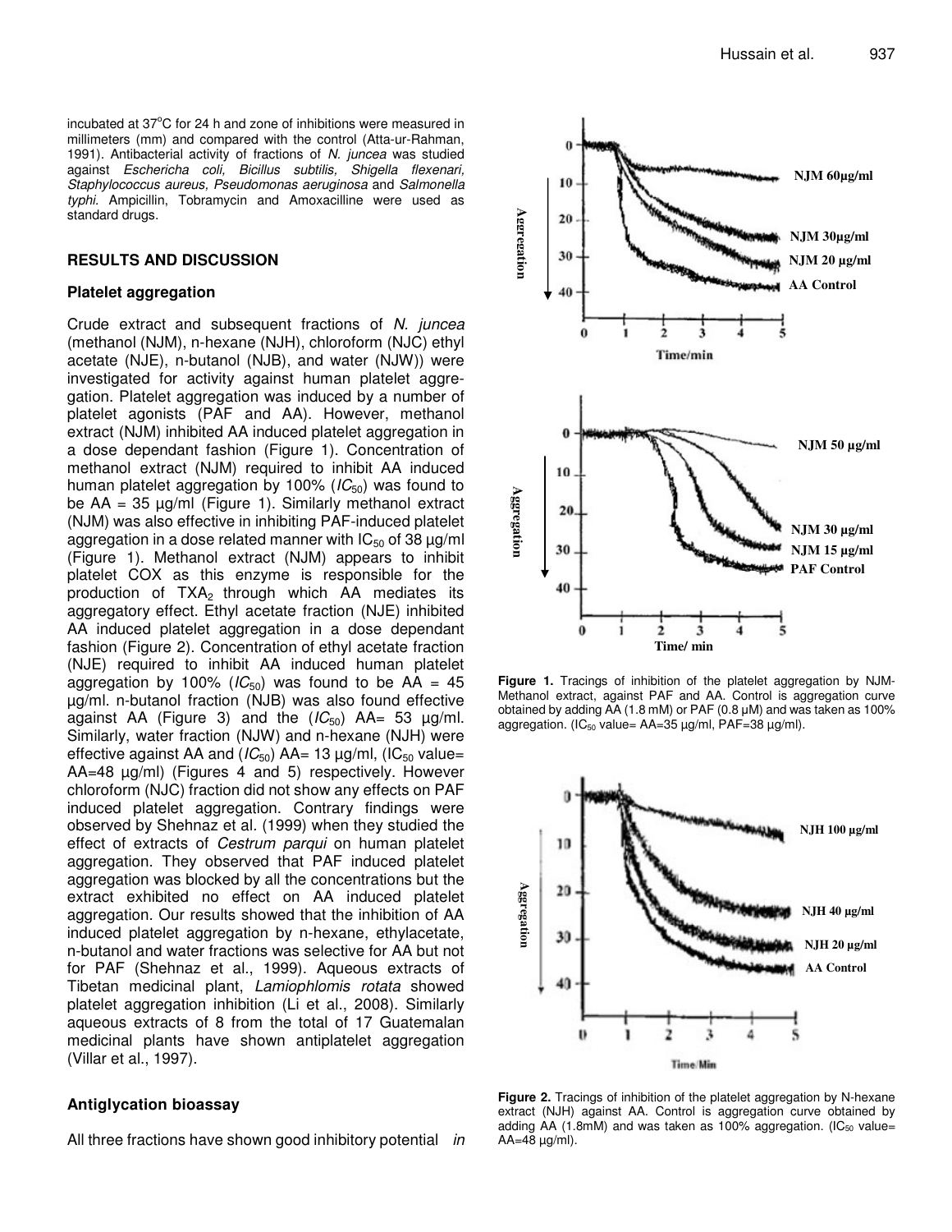incubated at 37°C for 24 h and zone of inhibitions were measured in millimeters (mm) and compared with the control (Atta-ur-Rahman, 1991). Antibacterial activity of fractions of *N. juncea* was studied against *Eschericha coli, Bicillus subtilis, Shigella flexenari, Staphylococcus aureus, Pseudomonas aeruginosa* and *Salmonella typhi.* Ampicillin, Tobramycin and Amoxacilline were used as standard drugs.

## RESULTS AND DISCUSSION

### Platelet aggregation

Crude extract and subsequent fractions of *N. juncea* (methanol (NJM), n-hexane (NJH), chloroform (NJC) ethyl acetate (NJE), n-butanol (NJB), and water (NJW)) were investigated for activity against human platelet aggregation. Platelet aggregation was induced by a number of platelet agonists (PAF and AA). However, methanol extract (NJM) inhibited AA induced platelet aggregation in a dose dependant fashion (Figure 1). Concentration of methanol extract (NJM) required to inhibit AA induced human platelet aggregation by 100% ($IC_{50}$) was found to be AA = 35 µg/ml (Figure 1). Similarly methanol extract (NJM) was also effective in inhibiting PAF-induced platelet aggregation in a dose related manner with $IC_{50}$ of 38 µg/ml (Figure 1). Methanol extract (NJM) appears to inhibit platelet COX as this enzyme is responsible for the production of $TXA_2$ through which AA mediates its aggregatory effect. Ethyl acetate fraction (NJE) inhibited AA induced platelet aggregation in a dose dependant fashion (Figure 2). Concentration of ethyl acetate fraction (NJE) required to inhibit AA induced human platelet aggregation by 100% ($IC_{50}$) was found to be AA = 45 µg/ml. n-butanol fraction (NJB) was also found effective against AA (Figure 3) and the ($IC_{50}$) AA= 53 µg/ml. Similarly, water fraction (NJW) and n-hexane (NJH) were effective against AA and ($IC_{50}$) AA= 13 µg/ml, ($IC_{50}$ value= AA=48 µg/ml) (Figures 4 and 5) respectively. However chloroform (NJC) fraction did not show any effects on PAF induced platelet aggregation. Contrary findings were observed by Shehnaz et al. (1999) when they studied the effect of extracts of *Cestrum parqui* on human platelet aggregation. They observed that PAF induced platelet aggregation was blocked by all the concentrations but the extract exhibited no effect on AA induced platelet aggregation. Our results showed that the inhibition of AA induced platelet aggregation by n-hexane, ethylacetate, n-butanol and water fractions was selective for AA but not for PAF (Shehnaz et al., 1999). Aqueous extracts of Tibetan medicinal plant, *Lamiophlomis rotata* showed platelet aggregation inhibition (Li et al., 2008). Similarly aqueous extracts of 8 from the total of 17 Guatemalan medicinal plants have shown antiplatelet aggregation (Villar et al., 1997).

### Antiglycation bioassay

All three fractions have shown good inhibitory potential *in*

**Figure 1.** Tracings of inhibition of the platelet aggregation by NJM-Methanol extract, against PAF and AA. Control is aggregation curve obtained by adding AA (1.8 mM) or PAF (0.8 µM) and was taken as 100% aggregation. ($IC_{50}$ value= AA=35 µg/ml, PAF=38 µg/ml).

**Figure 2.** Tracings of inhibition of the platelet aggregation by N-hexane extract (NJH) against AA. Control is aggregation curve obtained by adding AA (1.8mM) and was taken as 100% aggregation. ($IC_{50}$ value= AA=48 µg/ml).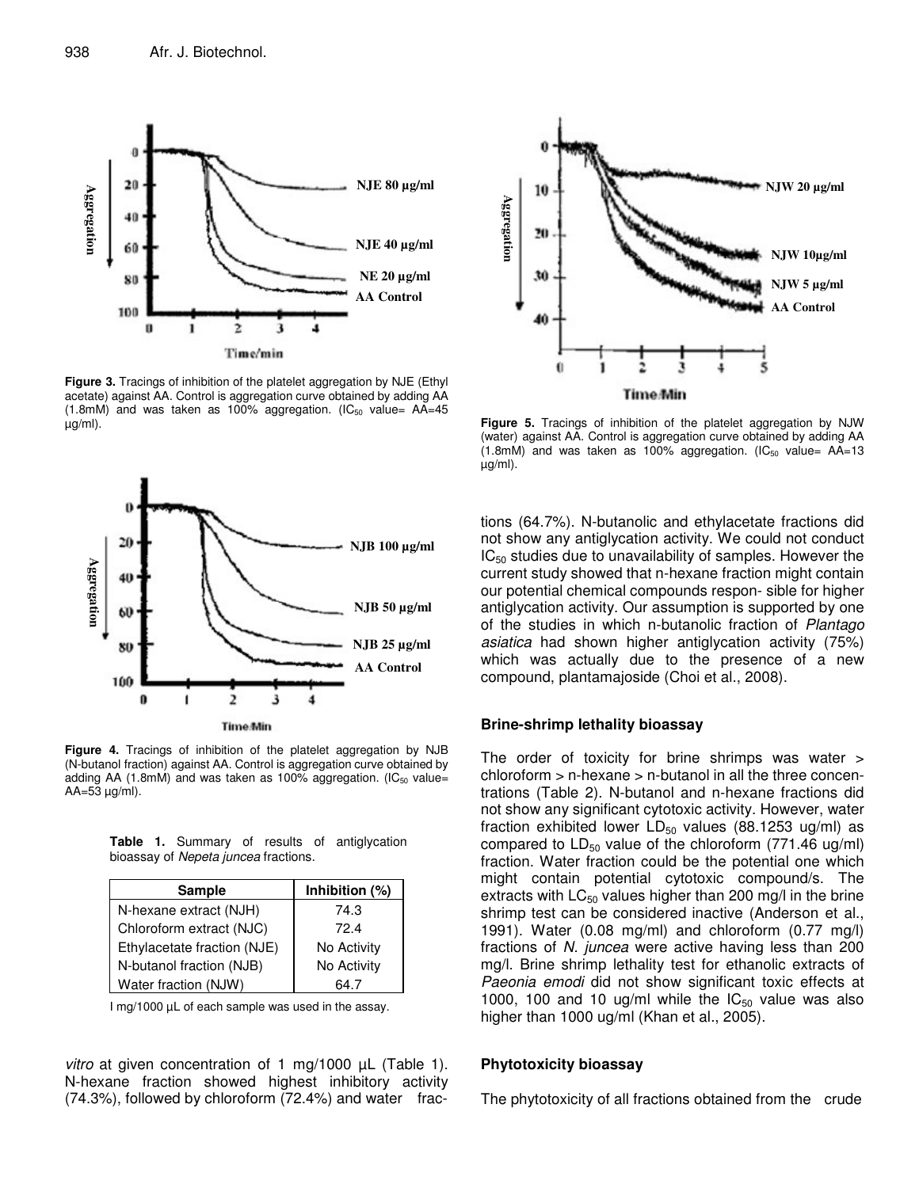**Figure 3.** Tracings of inhibition of the platelet aggregation by NJE (Ethyl acetate) against AA. Control is aggregation curve obtained by adding AA (1.8mM) and was taken as 100% aggregation. ($IC_{50}$ value= AA=45 µg/ml).

**Figure 4.** Tracings of inhibition of the platelet aggregation by NJB (N-butanol fraction) against AA. Control is aggregation curve obtained by adding AA (1.8mM) and was taken as 100% aggregation. ($IC_{50}$ value= AA=53 µg/ml).

**Table 1.** Summary of results of antiglycation bioassay of *Nepeta juncea* fractions.

| Sample | Inhibition (%) |
|---|---|
| N-hexane extract (NJH) | 74.3 |
| Chloroform extract (NJC) | 72.4 |
| Ethylacetate fraction (NJE) | No Activity |
| N-butanol fraction (NJB) | No Activity |
| Water fraction (NJW) | 64.7 |

I mg/1000 µL of each sample was used in the assay.

*vitro* at given concentration of 1 mg/1000 µL (Table 1). N-hexane fraction showed highest inhibitory activity (74.3%), followed by chloroform (72.4%) and water fractions (64.7%). N-butanolic and ethylacetate fractions did not show any antiglycation activity. We could not conduct $IC_{50}$ studies due to unavailability of samples. However the current study showed that n-hexane fraction might contain our potential chemical compounds respon- sible for higher antiglycation activity. Our assumption is supported by one of the studies in which n-butanolic fraction of *Plantago asiatica* had shown higher antiglycation activity (75%) which was actually due to the presence of a new compound, plantamajoside (Choi et al., 2008).

**Figure 5.** Tracings of inhibition of the platelet aggregation by NJW (water) against AA. Control is aggregation curve obtained by adding AA (1.8mM) and was taken as 100% aggregation. ($IC_{50}$ value= AA=13 µg/ml).

### Brine-shrimp lethality bioassay

The order of toxicity for brine shrimps was water > chloroform > n-hexane > n-butanol in all the three concentrations (Table 2). N-butanol and n-hexane fractions did not show any significant cytotoxic activity. However, water fraction exhibited lower $LD_{50}$ values (88.1253 ug/ml) as compared to $LD_{50}$ value of the chloroform (771.46 ug/ml) fraction. Water fraction could be the potential one which might contain potential cytotoxic compound/s. The extracts with $LC_{50}$ values higher than 200 mg/l in the brine shrimp test can be considered inactive (Anderson et al., 1991). Water (0.08 mg/ml) and chloroform (0.77 mg/l) fractions of *N. juncea* were active having less than 200 mg/l. Brine shrimp lethality test for ethanolic extracts of *Paeonia emodi* did not show significant toxic effects at 1000, 100 and 10 ug/ml while the $IC_{50}$ value was also higher than 1000 ug/ml (Khan et al., 2005).

### Phytotoxicity bioassay

The phytotoxicity of all fractions obtained from the crude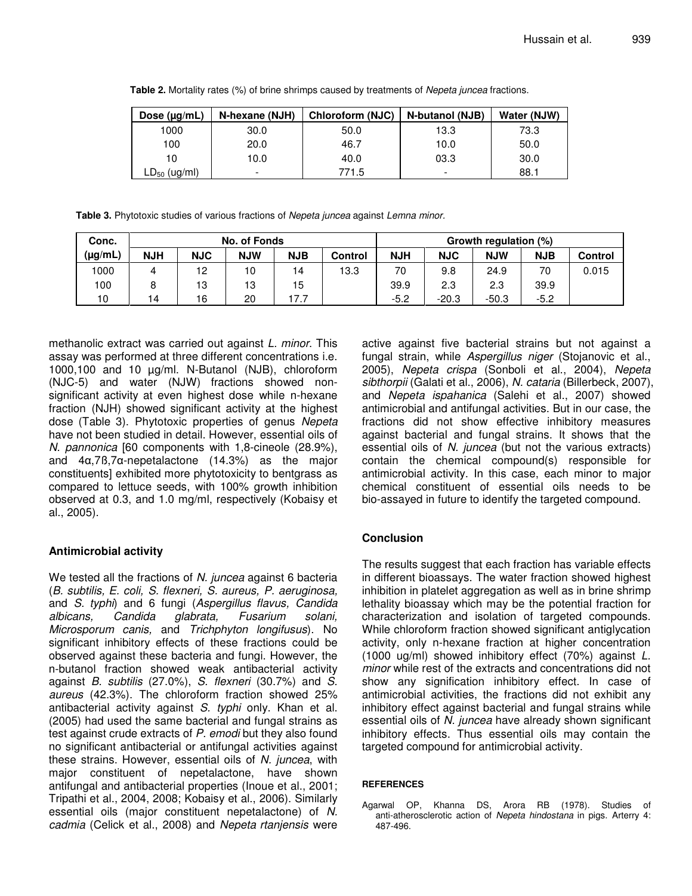**Table 2.** Mortality rates (%) of brine shrimps caused by treatments of *Nepeta juncea* fractions.

| Dose (µg/mL) | N-hexane (NJH) | Chloroform (NJC) | N-butanol (NJB) | Water (NJW) |
|---|---|---|---|---|
| 1000 | 30.0 | 50.0 | 13.3 | 73.3 |
| 100 | 20.0 | 46.7 | 10.0 | 50.0 |
| 10 | 10.0 | 40.0 | 03.3 | 30.0 |
| $LD_{50}$ (ug/ml) | - | 771.5 | - | 88.1 |

**Table 3.** Phytotoxic studies of various fractions of *Nepeta juncea* against *Lemna minor*.

| Conc. (µg/mL) | No. of Fonds | | | | | Growth regulation (%) | | | | |
|---|---|---|---|---|---|---|---|---|---|---|
| | NJH | NJC | NJW | NJB | Control | NJH | NJC | NJW | NJB | Control |
| 1000 | 4 | 12 | 10 | 14 | 13.3 | 70 | 9.8 | 24.9 | 70 | 0.015 |
| 100 | 8 | 13 | 13 | 15 | | 39.9 | 2.3 | 2.3 | 39.9 | |
| 10 | 14 | 16 | 20 | 17.7 | | -5.2 | -20.3 | -50.3 | -5.2 | |

methanolic extract was carried out against *L. minor*. This assay was performed at three different concentrations i.e. 1000,100 and 10 µg/ml. N-Butanol (NJB), chloroform (NJC-5) and water (NJW) fractions showed non-significant activity at even highest dose while n-hexane fraction (NJH) showed significant activity at the highest dose (Table 3). Phytotoxic properties of genus *Nepeta* have not been studied in detail. However, essential oils of *N. pannonica* [60 components with 1,8-cineole (28.9%), and 4α,7ß,7α-nepetalactone (14.3%) as the major constituents] exhibited more phytotoxicity to bentgrass as compared to lettuce seeds, with 100% growth inhibition observed at 0.3, and 1.0 mg/ml, respectively (Kobaisy et al., 2005).

## Antimicrobial activity

We tested all the fractions of *N. juncea* against 6 bacteria (*B. subtilis, E. coli, S. flexneri, S. aureus, P. aeruginosa,* and *S. typhi*) and 6 fungi (*Aspergillus flavus, Candida albicans, Candida glabrata, Fusarium solani, Microsporum canis,* and *Trichphyton longifusus*). No significant inhibitory effects of these fractions could be observed against these bacteria and fungi. However, the n-butanol fraction showed weak antibacterial activity against *B. subtilis* (27.0%), *S. flexneri* (30.7%) and *S. aureus* (42.3%). The chloroform fraction showed 25% antibacterial activity against *S. typhi* only. Khan et al. (2005) had used the same bacterial and fungal strains as test against crude extracts of *P. emodi* but they also found no significant antibacterial or antifungal activities against these strains. However, essential oils of *N. juncea*, with major constituent of nepetalactone, have shown antifungal and antibacterial properties (Inoue et al., 2001; Tripathi et al., 2004, 2008; Kobaisy et al., 2006). Similarly essential oils (major constituent nepetalactone) of *N. cadmia* (Celick et al., 2008) and *Nepeta rtanjensis* were active against five bacterial strains but not against a fungal strain, while *Aspergillus niger* (Stojanovic et al., 2005), *Nepeta crispa* (Sonboli et al., 2004), *Nepeta sibthorpii* (Galati et al., 2006), *N. cataria* (Billerbeck, 2007), and *Nepeta ispahanica* (Salehi et al., 2007) showed antimicrobial and antifungal activities. But in our case, the fractions did not show effective inhibitory measures against bacterial and fungal strains. It shows that the essential oils of *N. juncea* (but not the various extracts) contain the chemical compound(s) responsible for antimicrobial activity. In this case, each minor to major chemical constituent of essential oils needs to be bio-assayed in future to identify the targeted compound.

## Conclusion

The results suggest that each fraction has variable effects in different bioassays. The water fraction showed highest inhibition in platelet aggregation as well as in brine shrimp lethality bioassay which may be the potential fraction for characterization and isolation of targeted compounds. While chloroform fraction showed significant antiglycation activity, only n-hexane fraction at higher concentration (1000 ug/ml) showed inhibitory effect (70%) against *L. minor* while rest of the extracts and concentrations did not show any signification inhibitory effect. In case of antimicrobial activities, the fractions did not exhibit any inhibitory effect against bacterial and fungal strains while essential oils of *N. juncea* have already shown significant inhibitory effects. Thus essential oils may contain the targeted compound for antimicrobial activity.

### REFERENCES

Agarwal OP, Khanna DS, Arora RB (1978). Studies of anti-atherosclerotic action of *Nepeta hindostana* in pigs. Arterry 4: 487-496.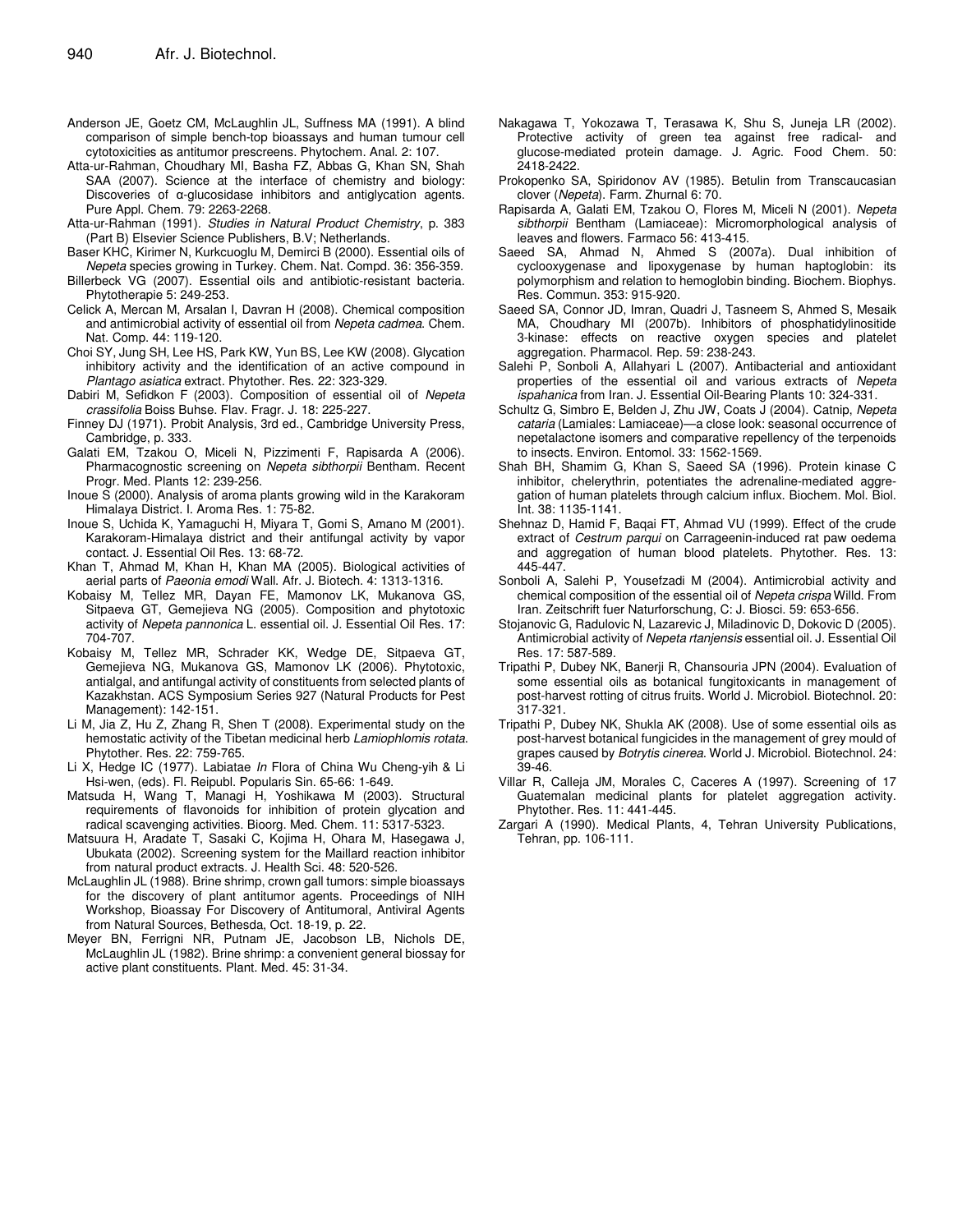Anderson JE, Goetz CM, McLaughlin JL, Suffness MA (1991). A blind comparison of simple bench-top bioassays and human tumour cell cytotoxicities as antitumor prescreens. Phytochem. Anal. 2: 107.

Atta-ur-Rahman, Choudhary MI, Basha FZ, Abbas G, Khan SN, Shah SAA (2007). Science at the interface of chemistry and biology: Discoveries of α-glucosidase inhibitors and antiglycation agents. Pure Appl. Chem. 79: 2263-2268.

Atta-ur-Rahman (1991). *Studies in Natural Product Chemistry*, p. 383 (Part B) Elsevier Science Publishers, B.V; Netherlands.

Baser KHC, Kirimer N, Kurkcuoglu M, Demirci B (2000). Essential oils of *Nepeta* species growing in Turkey. Chem. Nat. Compd. 36: 356-359.

Billerbeck VG (2007). Essential oils and antibiotic-resistant bacteria. Phytotherapie 5: 249-253.

Celick A, Mercan M, Arsalan I, Davran H (2008). Chemical composition and antimicrobial activity of essential oil from *Nepeta cadmea*. Chem. Nat. Comp. 44: 119-120.

Choi SY, Jung SH, Lee HS, Park KW, Yun BS, Lee KW (2008). Glycation inhibitory activity and the identification of an active compound in *Plantago asiatica* extract. Phytother. Res. 22: 323-329.

Dabiri M, Sefidkon F (2003). Composition of essential oil of *Nepeta crassifolia* Boiss Buhse. Flav. Fragr. J. 18: 225-227.

Finney DJ (1971). Probit Analysis, 3rd ed., Cambridge University Press, Cambridge, p. 333.

Galati EM, Tzakou O, Miceli N, Pizzimenti F, Rapisarda A (2006). Pharmacognostic screening on *Nepeta sibthorpii* Bentham. Recent Progr. Med. Plants 12: 239-256.

Inoue S (2000). Analysis of aroma plants growing wild in the Karakoram Himalaya District. I. Aroma Res. 1: 75-82.

Inoue S, Uchida K, Yamaguchi H, Miyara T, Gomi S, Amano M (2001). Karakoram-Himalaya district and their antifungal activity by vapor contact. J. Essential Oil Res. 13: 68-72.

Khan T, Ahmad M, Khan H, Khan MA (2005). Biological activities of aerial parts of *Paeonia emodi* Wall. Afr. J. Biotech. 4: 1313-1316.

Kobaisy M, Tellez MR, Dayan FE, Mamonov LK, Mukanova GS, Sitpaeva GT, Gemejieva NG (2005). Composition and phytotoxic activity of *Nepeta pannonica* L. essential oil. J. Essential Oil Res. 17: 704-707.

Kobaisy M, Tellez MR, Schrader KK, Wedge DE, Sitpaeva GT, Gemejieva NG, Mukanova GS, Mamonov LK (2006). Phytotoxic, antialgal, and antifungal activity of constituents from selected plants of Kazakhstan. ACS Symposium Series 927 (Natural Products for Pest Management): 142-151.

Li M, Jia Z, Hu Z, Zhang R, Shen T (2008). Experimental study on the hemostatic activity of the Tibetan medicinal herb *Lamiophlomis rotata*. Phytother. Res. 22: 759-765.

Li X, Hedge IC (1977). Labiatae *In* Flora of China Wu Cheng-yih & Li Hsi-wen, (eds). Fl. Reipubl. Popularis Sin. 65-66: 1-649.

Matsuda H, Wang T, Managi H, Yoshikawa M (2003). Structural requirements of flavonoids for inhibition of protein glycation and radical scavenging activities. Bioorg. Med. Chem. 11: 5317-5323.

Matsuura H, Aradate T, Sasaki C, Kojima H, Ohara M, Hasegawa J, Ubukata (2002). Screening system for the Maillard reaction inhibitor from natural product extracts. J. Health Sci. 48: 520-526.

McLaughlin JL (1988). Brine shrimp, crown gall tumors: simple bioassays for the discovery of plant antitumor agents. Proceedings of NIH Workshop, Bioassay For Discovery of Antitumoral, Antiviral Agents from Natural Sources, Bethesda, Oct. 18-19, p. 22.

Meyer BN, Ferrigni NR, Putnam JE, Jacobson LB, Nichols DE, McLaughlin JL (1982). Brine shrimp: a convenient general biossay for active plant constituents. Plant. Med. 45: 31-34.

Nakagawa T, Yokozawa T, Terasawa K, Shu S, Juneja LR (2002). Protective activity of green tea against free radical- and glucose-mediated protein damage. J. Agric. Food Chem. 50: 2418-2422.

Prokopenko SA, Spiridonov AV (1985). Betulin from Transcaucasian clover (*Nepeta*). Farm. Zhurnal 6: 70.

Rapisarda A, Galati EM, Tzakou O, Flores M, Miceli N (2001). *Nepeta sibthorpii* Bentham (Lamiaceae): Micromorphological analysis of leaves and flowers. Farmaco 56: 413-415.

Saeed SA, Ahmad N, Ahmed S (2007a). Dual inhibition of cyclooxygenase and lipoxygenase by human haptoglobin: its polymorphism and relation to hemoglobin binding. Biochem. Biophys. Res. Commun. 353: 915-920.

Saeed SA, Connor JD, Imran, Quadri J, Tasneem S, Ahmed S, Mesaik MA, Choudhary MI (2007b). Inhibitors of phosphatidylinositide 3-kinase: effects on reactive oxygen species and platelet aggregation. Pharmacol. Rep. 59: 238-243.

Salehi P, Sonboli A, Allahyari L (2007). Antibacterial and antioxidant properties of the essential oil and various extracts of *Nepeta ispahanica* from Iran. J. Essential Oil-Bearing Plants 10: 324-331.

Schultz G, Simbro E, Belden J, Zhu JW, Coats J (2004). Catnip, *Nepeta cataria* (Lamiales: Lamiaceae)—a close look: seasonal occurrence of nepetalactone isomers and comparative repellency of the terpenoids to insects. Environ. Entomol. 33: 1562-1569.

Shah BH, Shamim G, Khan S, Saeed SA (1996). Protein kinase C inhibitor, chelerythrin, potentiates the adrenaline-mediated aggregation of human platelets through calcium influx. Biochem. Mol. Biol. Int. 38: 1135-1141.

Shehnaz D, Hamid F, Baqai FT, Ahmad VU (1999). Effect of the crude extract of *Cestrum parqui* on Carrageenin-induced rat paw oedema and aggregation of human blood platelets. Phytother. Res. 13: 445-447.

Sonboli A, Salehi P, Yousefzadi M (2004). Antimicrobial activity and chemical composition of the essential oil of *Nepeta crispa* Willd. From Iran. Zeitschrift fuer Naturforschung, C: J. Biosci. 59: 653-656.

Stojanovic G, Radulovic N, Lazarevic J, Miladinovic D, Dokovic D (2005). Antimicrobial activity of *Nepeta rtanjensis* essential oil. J. Essential Oil Res. 17: 587-589.

Tripathi P, Dubey NK, Banerji R, Chansouria JPN (2004). Evaluation of some essential oils as botanical fungitoxicants in management of post-harvest rotting of citrus fruits. World J. Microbiol. Biotechnol. 20: 317-321.

Tripathi P, Dubey NK, Shukla AK (2008). Use of some essential oils as post-harvest botanical fungicides in the management of grey mould of grapes caused by *Botrytis cinerea*. World J. Microbiol. Biotechnol. 24: 39-46.

Villar R, Calleja JM, Morales C, Caceres A (1997). Screening of 17 Guatemalan medicinal plants for platelet aggregation activity. Phytother. Res. 11: 441-445.

Zargari A (1990). Medical Plants, 4, Tehran University Publications, Tehran, pp. 106-111.